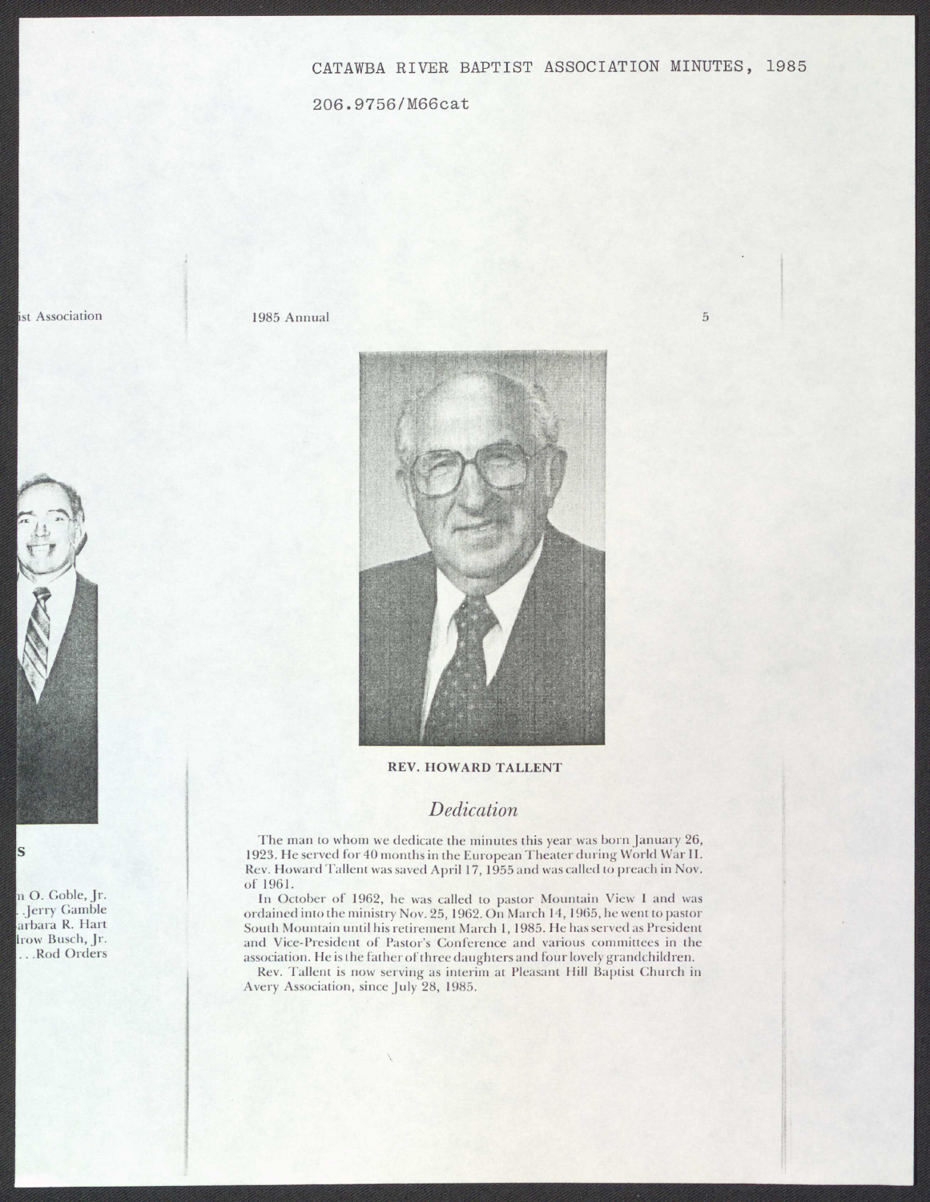CATAWBA RIVER BAPTIST ASSOCIATION MINUTES, 1985

206.9756/M66cat

REV. HOWARD TALLENT

## *Dedication*

The man to whom we dedicate the minutes this year was born January 26, 1923. He served for 40 months in the European Theater during World War II. Rev. Howard Tallent was saved April 17, 1955 and was called to preach in Nov. of 1961.

In October of 1962, he was called to pastor Mountain View I and was ordained into the ministry Nov. 25, 1962. On March 14, 1965, he went to pastor South Mountain until his retirement March 1, 1985. He has served as President and Vice-President of Pastor's Conference and various committees in the association. He is the father of three daughters and four lovely grandchildren.

Rev. Tallent is now serving as interim at Pleasant Hill Baptist Church in Avery Association, since July 28, 1985.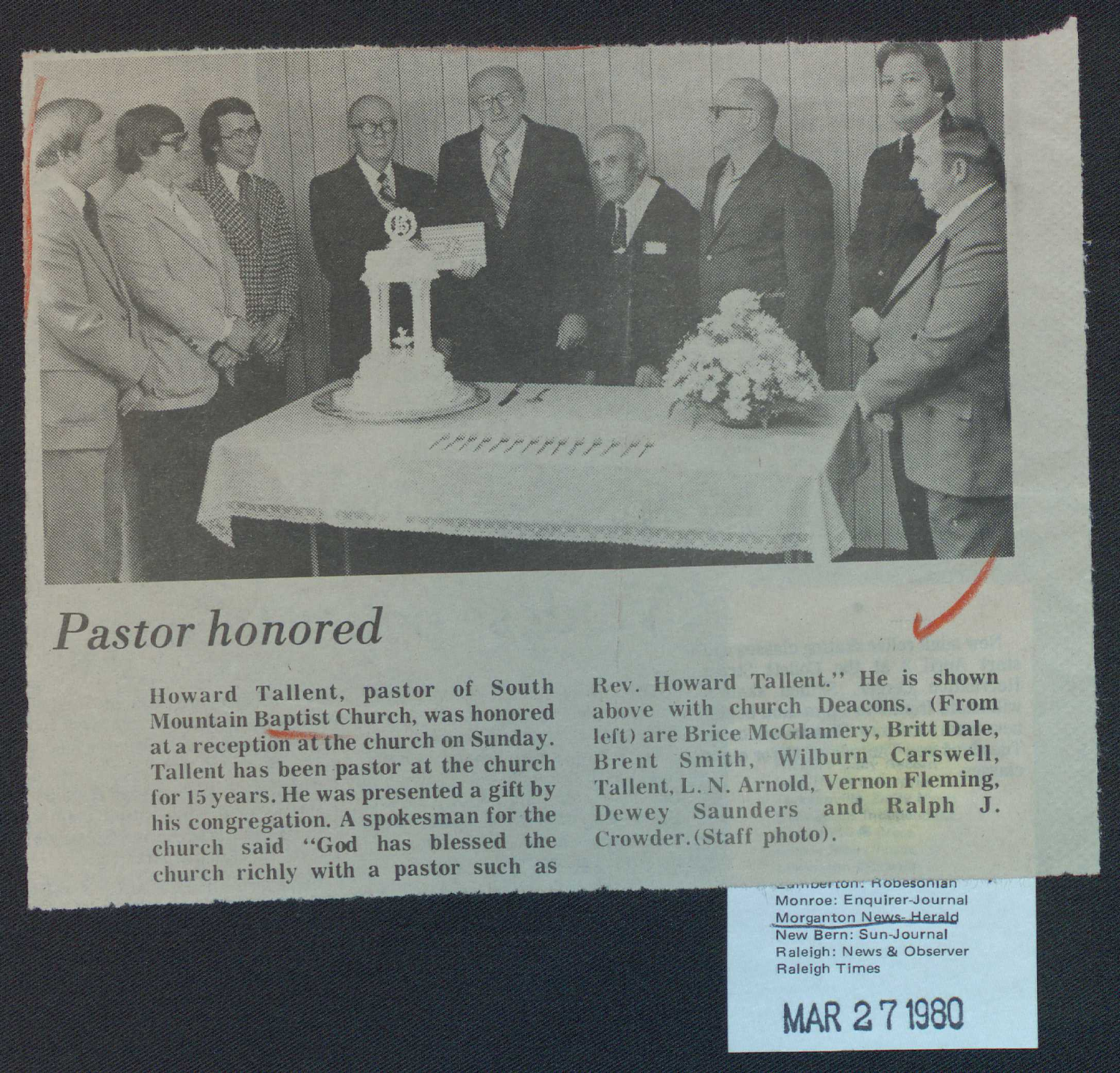# *Pastor honored*

Howard Tallent, pastor of South Mountain Baptist Church, was honored at a reception at the church on Sunday. Tallent has been pastor at the church for 15 years. He was presented a gift by his congregation. A spokesman for the church said "God has blessed the church richly with a pastor such as Rev. Howard Tallent." He is shown above with church Deacons. (From left) are Brice McGlamery, Britt Dale, Brent Smith, Wilburn Carswell, Tallent, L. N. Arnold, Vernon Fleming, Dewey Saunders and Ralph J. Crowder. (Staff photo).

Lumberton: Robesonian
Monroe: Enquirer-Journal
Morganton News-Herald
New Bern: Sun-Journal
Raleigh: News & Observer
Raleigh Times

MAR 27 1980